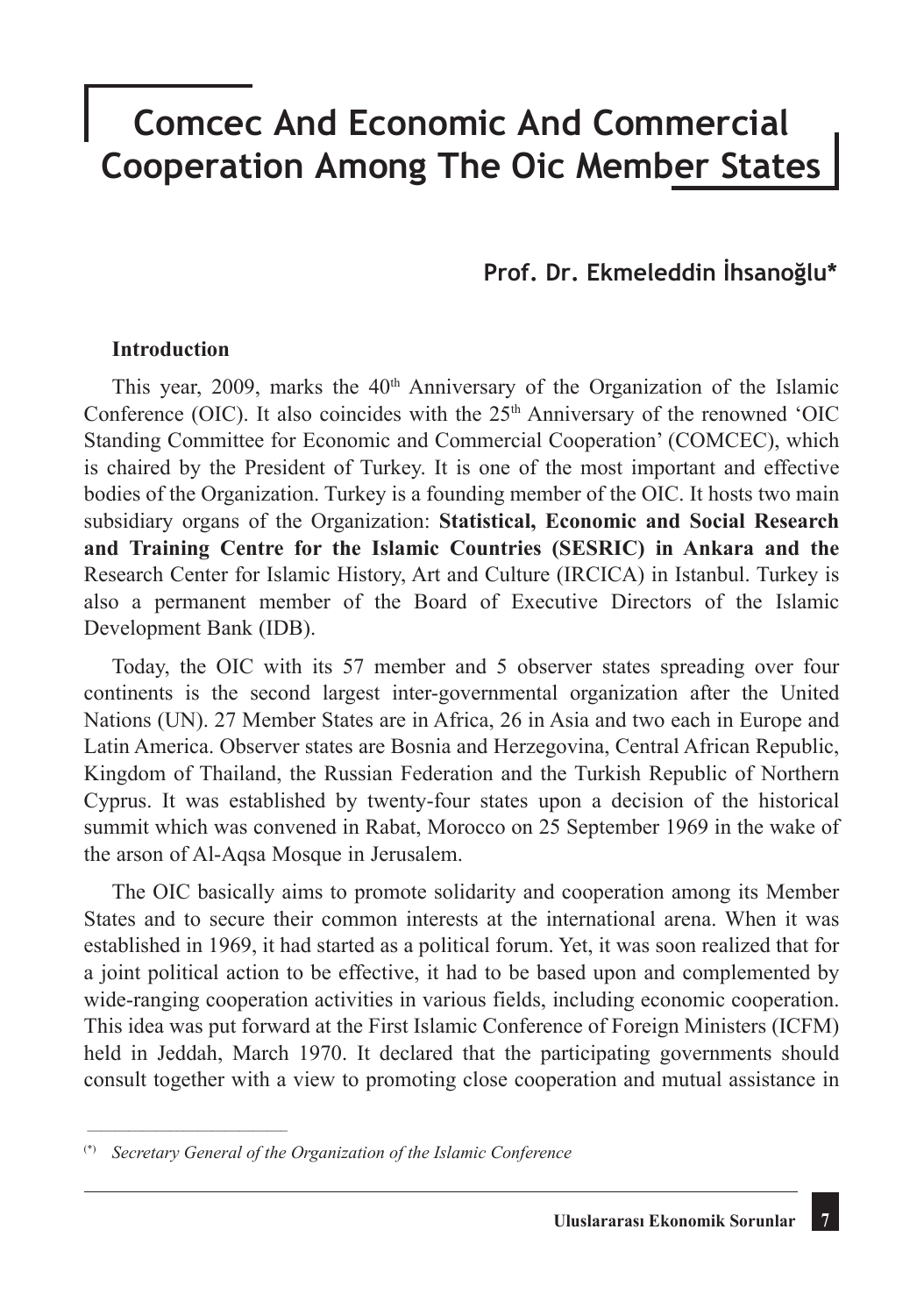# Comcec And Economic And Commercial Cooperation Among The Oic Member States

**Prof. Dr. Ekmeleddin İhsanoğlu***

## Introduction

This year, 2009, marks the 40th Anniversary of the Organization of the Islamic Conference (OIC). It also coincides with the 25th Anniversary of the renowned 'OIC Standing Committee for Economic and Commercial Cooperation' (COMCEC), which is chaired by the President of Turkey. It is one of the most important and effective bodies of the Organization. Turkey is a founding member of the OIC. It hosts two main subsidiary organs of the Organization: **Statistical, Economic and Social Research and Training Centre for the Islamic Countries (SESRIC) in Ankara and the** Research Center for Islamic History, Art and Culture (IRCICA) in Istanbul. Turkey is also a permanent member of the Board of Executive Directors of the Islamic Development Bank (IDB).

Today, the OIC with its 57 member and 5 observer states spreading over four continents is the second largest inter-governmental organization after the United Nations (UN). 27 Member States are in Africa, 26 in Asia and two each in Europe and Latin America. Observer states are Bosnia and Herzegovina, Central African Republic, Kingdom of Thailand, the Russian Federation and the Turkish Republic of Northern Cyprus. It was established by twenty-four states upon a decision of the historical summit which was convened in Rabat, Morocco on 25 September 1969 in the wake of the arson of Al-Aqsa Mosque in Jerusalem.

The OIC basically aims to promote solidarity and cooperation among its Member States and to secure their common interests at the international arena. When it was established in 1969, it had started as a political forum. Yet, it was soon realized that for a joint political action to be effective, it had to be based upon and complemented by wide-ranging cooperation activities in various fields, including economic cooperation. This idea was put forward at the First Islamic Conference of Foreign Ministers (ICFM) held in Jeddah, March 1970. It declared that the participating governments should consult together with a view to promoting close cooperation and mutual assistance in

---

(*) *Secretary General of the Organization of the Islamic Conference*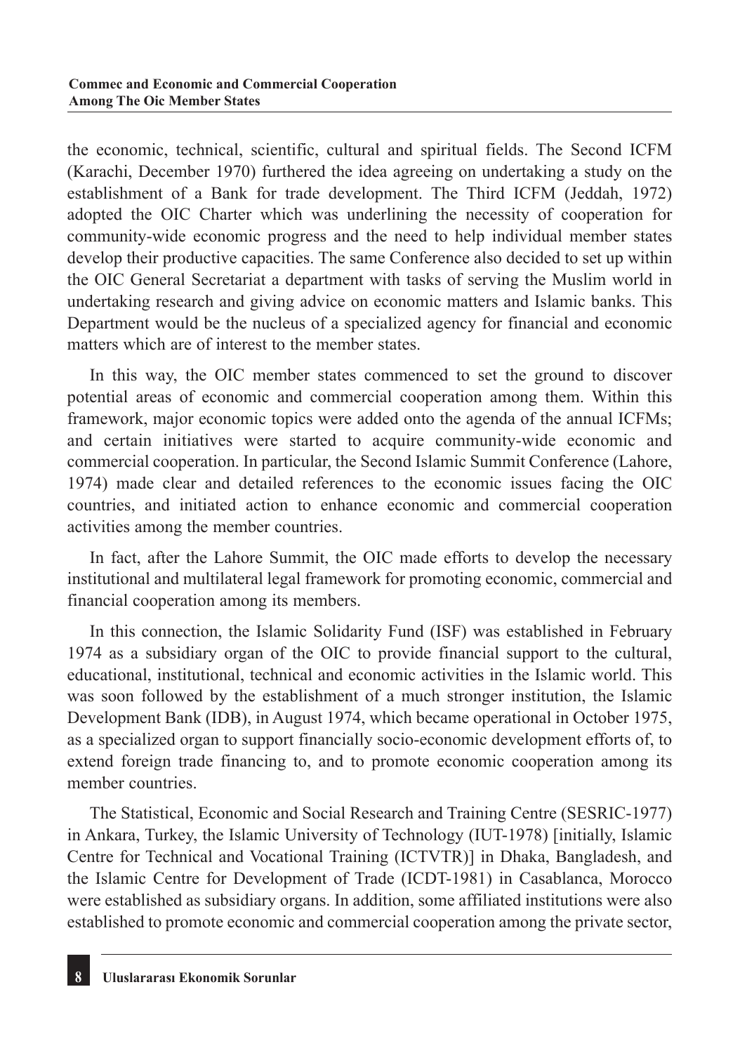the economic, technical, scientific, cultural and spiritual fields. The Second ICFM (Karachi, December 1970) furthered the idea agreeing on undertaking a study on the establishment of a Bank for trade development. The Third ICFM (Jeddah, 1972) adopted the OIC Charter which was underlining the necessity of cooperation for community-wide economic progress and the need to help individual member states develop their productive capacities. The same Conference also decided to set up within the OIC General Secretariat a department with tasks of serving the Muslim world in undertaking research and giving advice on economic matters and Islamic banks. This Department would be the nucleus of a specialized agency for financial and economic matters which are of interest to the member states.

In this way, the OIC member states commenced to set the ground to discover potential areas of economic and commercial cooperation among them. Within this framework, major economic topics were added onto the agenda of the annual ICFMs; and certain initiatives were started to acquire community-wide economic and commercial cooperation. In particular, the Second Islamic Summit Conference (Lahore, 1974) made clear and detailed references to the economic issues facing the OIC countries, and initiated action to enhance economic and commercial cooperation activities among the member countries.

In fact, after the Lahore Summit, the OIC made efforts to develop the necessary institutional and multilateral legal framework for promoting economic, commercial and financial cooperation among its members.

In this connection, the Islamic Solidarity Fund (ISF) was established in February 1974 as a subsidiary organ of the OIC to provide financial support to the cultural, educational, institutional, technical and economic activities in the Islamic world. This was soon followed by the establishment of a much stronger institution, the Islamic Development Bank (IDB), in August 1974, which became operational in October 1975, as a specialized organ to support financially socio-economic development efforts of, to extend foreign trade financing to, and to promote economic cooperation among its member countries.

The Statistical, Economic and Social Research and Training Centre (SESRIC-1977) in Ankara, Turkey, the Islamic University of Technology (IUT-1978) [initially, Islamic Centre for Technical and Vocational Training (ICTVTR)] in Dhaka, Bangladesh, and the Islamic Centre for Development of Trade (ICDT-1981) in Casablanca, Morocco were established as subsidiary organs. In addition, some affiliated institutions were also established to promote economic and commercial cooperation among the private sector,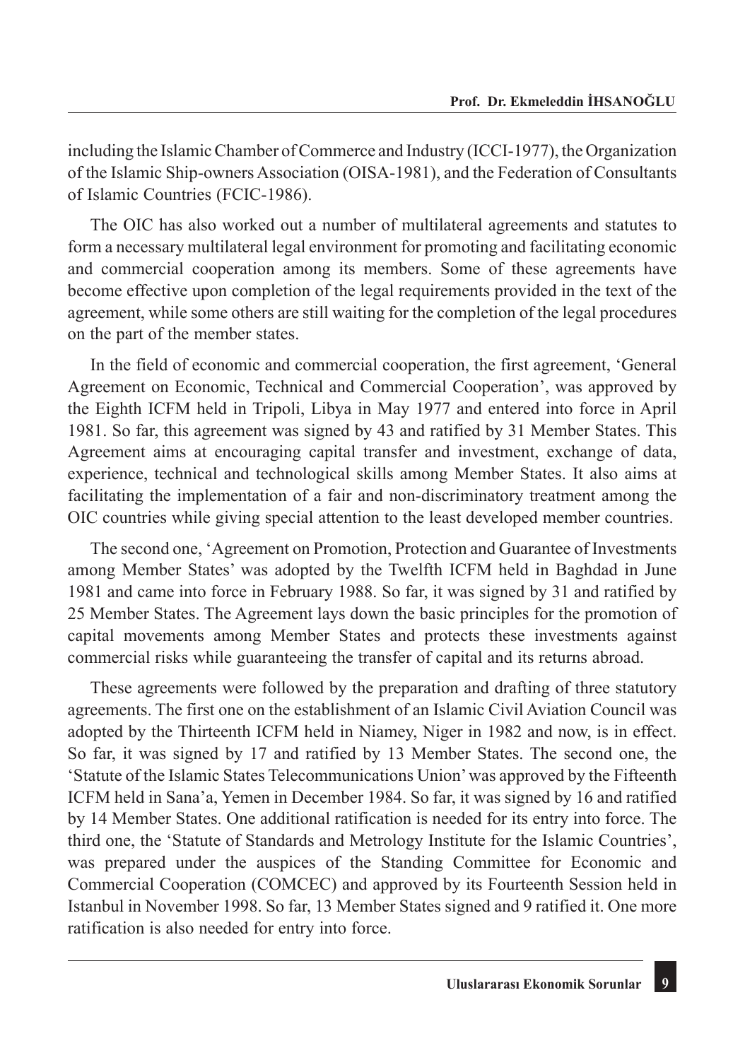including the Islamic Chamber of Commerce and Industry (ICCI-1977), the Organization of the Islamic Ship-owners Association (OISA-1981), and the Federation of Consultants of Islamic Countries (FCIC-1986).

The OIC has also worked out a number of multilateral agreements and statutes to form a necessary multilateral legal environment for promoting and facilitating economic and commercial cooperation among its members. Some of these agreements have become effective upon completion of the legal requirements provided in the text of the agreement, while some others are still waiting for the completion of the legal procedures on the part of the member states.

In the field of economic and commercial cooperation, the first agreement, 'General Agreement on Economic, Technical and Commercial Cooperation', was approved by the Eighth ICFM held in Tripoli, Libya in May 1977 and entered into force in April 1981. So far, this agreement was signed by 43 and ratified by 31 Member States. This Agreement aims at encouraging capital transfer and investment, exchange of data, experience, technical and technological skills among Member States. It also aims at facilitating the implementation of a fair and non-discriminatory treatment among the OIC countries while giving special attention to the least developed member countries.

The second one, 'Agreement on Promotion, Protection and Guarantee of Investments among Member States' was adopted by the Twelfth ICFM held in Baghdad in June 1981 and came into force in February 1988. So far, it was signed by 31 and ratified by 25 Member States. The Agreement lays down the basic principles for the promotion of capital movements among Member States and protects these investments against commercial risks while guaranteeing the transfer of capital and its returns abroad.

These agreements were followed by the preparation and drafting of three statutory agreements. The first one on the establishment of an Islamic Civil Aviation Council was adopted by the Thirteenth ICFM held in Niamey, Niger in 1982 and now, is in effect. So far, it was signed by 17 and ratified by 13 Member States. The second one, the 'Statute of the Islamic States Telecommunications Union' was approved by the Fifteenth ICFM held in Sana'a, Yemen in December 1984. So far, it was signed by 16 and ratified by 14 Member States. One additional ratification is needed for its entry into force. The third one, the 'Statute of Standards and Metrology Institute for the Islamic Countries', was prepared under the auspices of the Standing Committee for Economic and Commercial Cooperation (COMCEC) and approved by its Fourteenth Session held in Istanbul in November 1998. So far, 13 Member States signed and 9 ratified it. One more ratification is also needed for entry into force.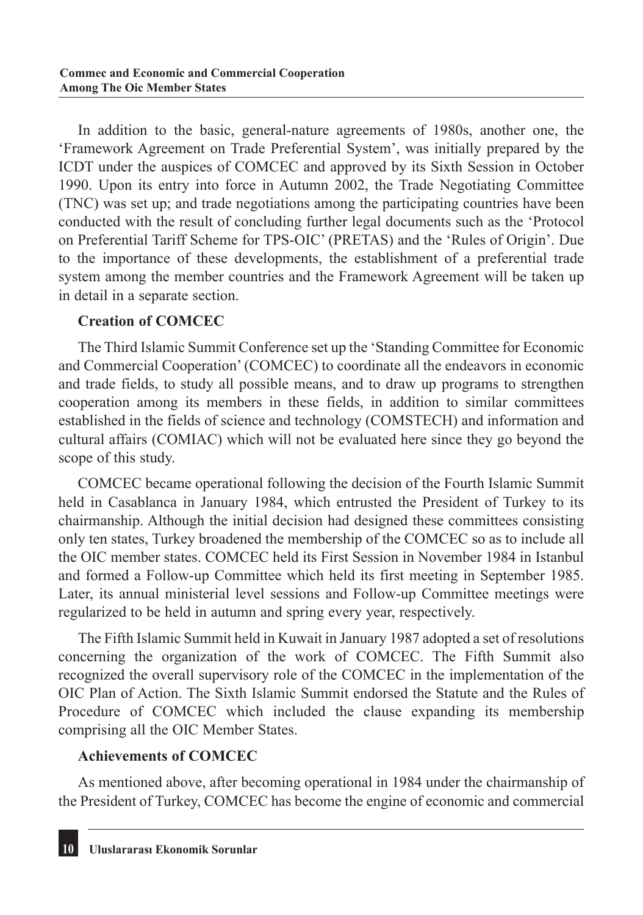In addition to the basic, general-nature agreements of 1980s, another one, the 'Framework Agreement on Trade Preferential System', was initially prepared by the ICDT under the auspices of COMCEC and approved by its Sixth Session in October 1990. Upon its entry into force in Autumn 2002, the Trade Negotiating Committee (TNC) was set up; and trade negotiations among the participating countries have been conducted with the result of concluding further legal documents such as the 'Protocol on Preferential Tariff Scheme for TPS-OIC' (PRETAS) and the 'Rules of Origin'. Due to the importance of these developments, the establishment of a preferential trade system among the member countries and the Framework Agreement will be taken up in detail in a separate section.

## Creation of COMCEC

The Third Islamic Summit Conference set up the 'Standing Committee for Economic and Commercial Cooperation' (COMCEC) to coordinate all the endeavors in economic and trade fields, to study all possible means, and to draw up programs to strengthen cooperation among its members in these fields, in addition to similar committees established in the fields of science and technology (COMSTECH) and information and cultural affairs (COMIAC) which will not be evaluated here since they go beyond the scope of this study.

COMCEC became operational following the decision of the Fourth Islamic Summit held in Casablanca in January 1984, which entrusted the President of Turkey to its chairmanship. Although the initial decision had designed these committees consisting only ten states, Turkey broadened the membership of the COMCEC so as to include all the OIC member states. COMCEC held its First Session in November 1984 in Istanbul and formed a Follow-up Committee which held its first meeting in September 1985. Later, its annual ministerial level sessions and Follow-up Committee meetings were regularized to be held in autumn and spring every year, respectively.

The Fifth Islamic Summit held in Kuwait in January 1987 adopted a set of resolutions concerning the organization of the work of COMCEC. The Fifth Summit also recognized the overall supervisory role of the COMCEC in the implementation of the OIC Plan of Action. The Sixth Islamic Summit endorsed the Statute and the Rules of Procedure of COMCEC which included the clause expanding its membership comprising all the OIC Member States.

## Achievements of COMCEC

As mentioned above, after becoming operational in 1984 under the chairmanship of the President of Turkey, COMCEC has become the engine of economic and commercial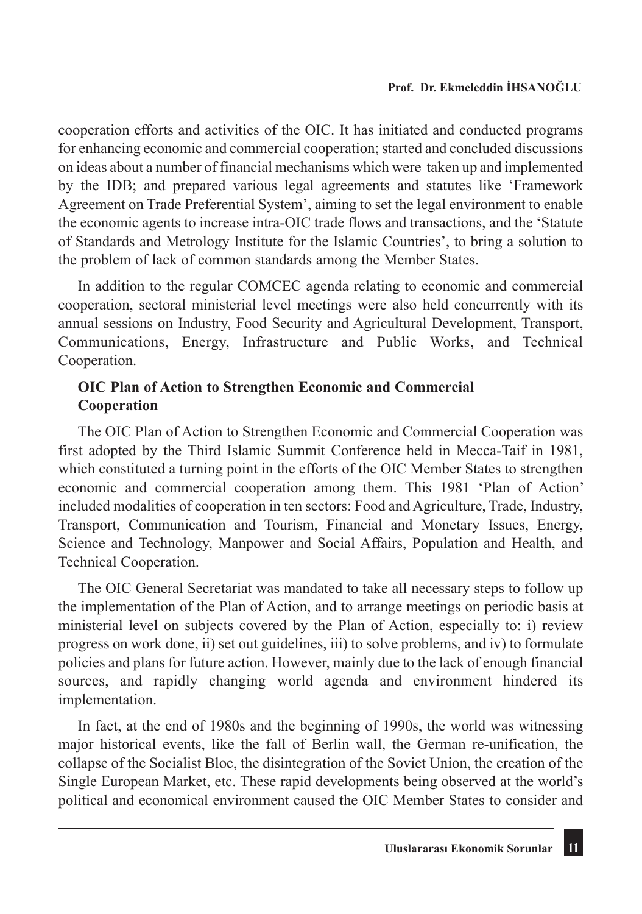cooperation efforts and activities of the OIC. It has initiated and conducted programs for enhancing economic and commercial cooperation; started and concluded discussions on ideas about a number of financial mechanisms which were taken up and implemented by the IDB; and prepared various legal agreements and statutes like 'Framework Agreement on Trade Preferential System', aiming to set the legal environment to enable the economic agents to increase intra-OIC trade flows and transactions, and the 'Statute of Standards and Metrology Institute for the Islamic Countries', to bring a solution to the problem of lack of common standards among the Member States.

In addition to the regular COMCEC agenda relating to economic and commercial cooperation, sectoral ministerial level meetings were also held concurrently with its annual sessions on Industry, Food Security and Agricultural Development, Transport, Communications, Energy, Infrastructure and Public Works, and Technical Cooperation.

### OIC Plan of Action to Strengthen Economic and Commercial Cooperation

The OIC Plan of Action to Strengthen Economic and Commercial Cooperation was first adopted by the Third Islamic Summit Conference held in Mecca-Taif in 1981, which constituted a turning point in the efforts of the OIC Member States to strengthen economic and commercial cooperation among them. This 1981 'Plan of Action' included modalities of cooperation in ten sectors: Food and Agriculture, Trade, Industry, Transport, Communication and Tourism, Financial and Monetary Issues, Energy, Science and Technology, Manpower and Social Affairs, Population and Health, and Technical Cooperation.

The OIC General Secretariat was mandated to take all necessary steps to follow up the implementation of the Plan of Action, and to arrange meetings on periodic basis at ministerial level on subjects covered by the Plan of Action, especially to: i) review progress on work done, ii) set out guidelines, iii) to solve problems, and iv) to formulate policies and plans for future action. However, mainly due to the lack of enough financial sources, and rapidly changing world agenda and environment hindered its implementation.

In fact, at the end of 1980s and the beginning of 1990s, the world was witnessing major historical events, like the fall of Berlin wall, the German re-unification, the collapse of the Socialist Bloc, the disintegration of the Soviet Union, the creation of the Single European Market, etc. These rapid developments being observed at the world's political and economical environment caused the OIC Member States to consider and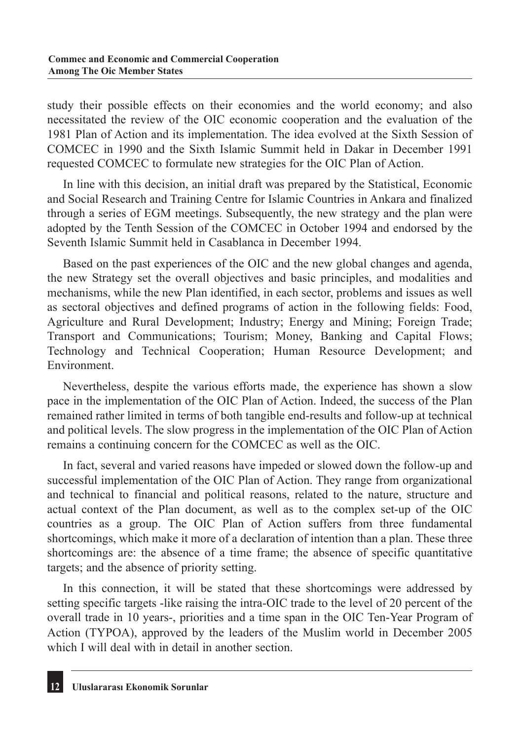study their possible effects on their economies and the world economy; and also necessitated the review of the OIC economic cooperation and the evaluation of the 1981 Plan of Action and its implementation. The idea evolved at the Sixth Session of COMCEC in 1990 and the Sixth Islamic Summit held in Dakar in December 1991 requested COMCEC to formulate new strategies for the OIC Plan of Action.

In line with this decision, an initial draft was prepared by the Statistical, Economic and Social Research and Training Centre for Islamic Countries in Ankara and finalized through a series of EGM meetings. Subsequently, the new strategy and the plan were adopted by the Tenth Session of the COMCEC in October 1994 and endorsed by the Seventh Islamic Summit held in Casablanca in December 1994.

Based on the past experiences of the OIC and the new global changes and agenda, the new Strategy set the overall objectives and basic principles, and modalities and mechanisms, while the new Plan identified, in each sector, problems and issues as well as sectoral objectives and defined programs of action in the following fields: Food, Agriculture and Rural Development; Industry; Energy and Mining; Foreign Trade; Transport and Communications; Tourism; Money, Banking and Capital Flows; Technology and Technical Cooperation; Human Resource Development; and Environment.

Nevertheless, despite the various efforts made, the experience has shown a slow pace in the implementation of the OIC Plan of Action. Indeed, the success of the Plan remained rather limited in terms of both tangible end-results and follow-up at technical and political levels. The slow progress in the implementation of the OIC Plan of Action remains a continuing concern for the COMCEC as well as the OIC.

In fact, several and varied reasons have impeded or slowed down the follow-up and successful implementation of the OIC Plan of Action. They range from organizational and technical to financial and political reasons, related to the nature, structure and actual context of the Plan document, as well as to the complex set-up of the OIC countries as a group. The OIC Plan of Action suffers from three fundamental shortcomings, which make it more of a declaration of intention than a plan. These three shortcomings are: the absence of a time frame; the absence of specific quantitative targets; and the absence of priority setting.

In this connection, it will be stated that these shortcomings were addressed by setting specific targets -like raising the intra-OIC trade to the level of 20 percent of the overall trade in 10 years-, priorities and a time span in the OIC Ten-Year Program of Action (TYPOA), approved by the leaders of the Muslim world in December 2005 which I will deal with in detail in another section.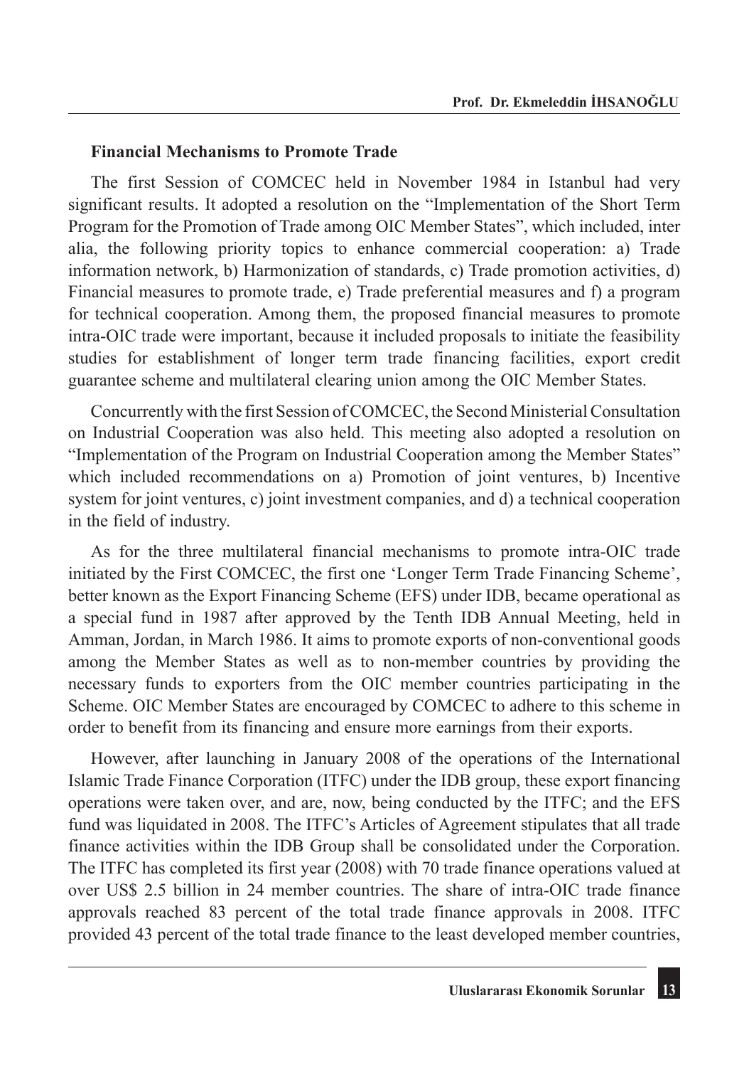### Financial Mechanisms to Promote Trade

The first Session of COMCEC held in November 1984 in Istanbul had very significant results. It adopted a resolution on the "Implementation of the Short Term Program for the Promotion of Trade among OIC Member States", which included, inter alia, the following priority topics to enhance commercial cooperation: a) Trade information network, b) Harmonization of standards, c) Trade promotion activities, d) Financial measures to promote trade, e) Trade preferential measures and f) a program for technical cooperation. Among them, the proposed financial measures to promote intra-OIC trade were important, because it included proposals to initiate the feasibility studies for establishment of longer term trade financing facilities, export credit guarantee scheme and multilateral clearing union among the OIC Member States.

Concurrently with the first Session of COMCEC, the Second Ministerial Consultation on Industrial Cooperation was also held. This meeting also adopted a resolution on "Implementation of the Program on Industrial Cooperation among the Member States" which included recommendations on a) Promotion of joint ventures, b) Incentive system for joint ventures, c) joint investment companies, and d) a technical cooperation in the field of industry.

As for the three multilateral financial mechanisms to promote intra-OIC trade initiated by the First COMCEC, the first one 'Longer Term Trade Financing Scheme', better known as the Export Financing Scheme (EFS) under IDB, became operational as a special fund in 1987 after approved by the Tenth IDB Annual Meeting, held in Amman, Jordan, in March 1986. It aims to promote exports of non-conventional goods among the Member States as well as to non-member countries by providing the necessary funds to exporters from the OIC member countries participating in the Scheme. OIC Member States are encouraged by COMCEC to adhere to this scheme in order to benefit from its financing and ensure more earnings from their exports.

However, after launching in January 2008 of the operations of the International Islamic Trade Finance Corporation (ITFC) under the IDB group, these export financing operations were taken over, and are, now, being conducted by the ITFC; and the EFS fund was liquidated in 2008. The ITFC's Articles of Agreement stipulates that all trade finance activities within the IDB Group shall be consolidated under the Corporation. The ITFC has completed its first year (2008) with 70 trade finance operations valued at over US$ 2.5 billion in 24 member countries. The share of intra-OIC trade finance approvals reached 83 percent of the total trade finance approvals in 2008. ITFC provided 43 percent of the total trade finance to the least developed member countries,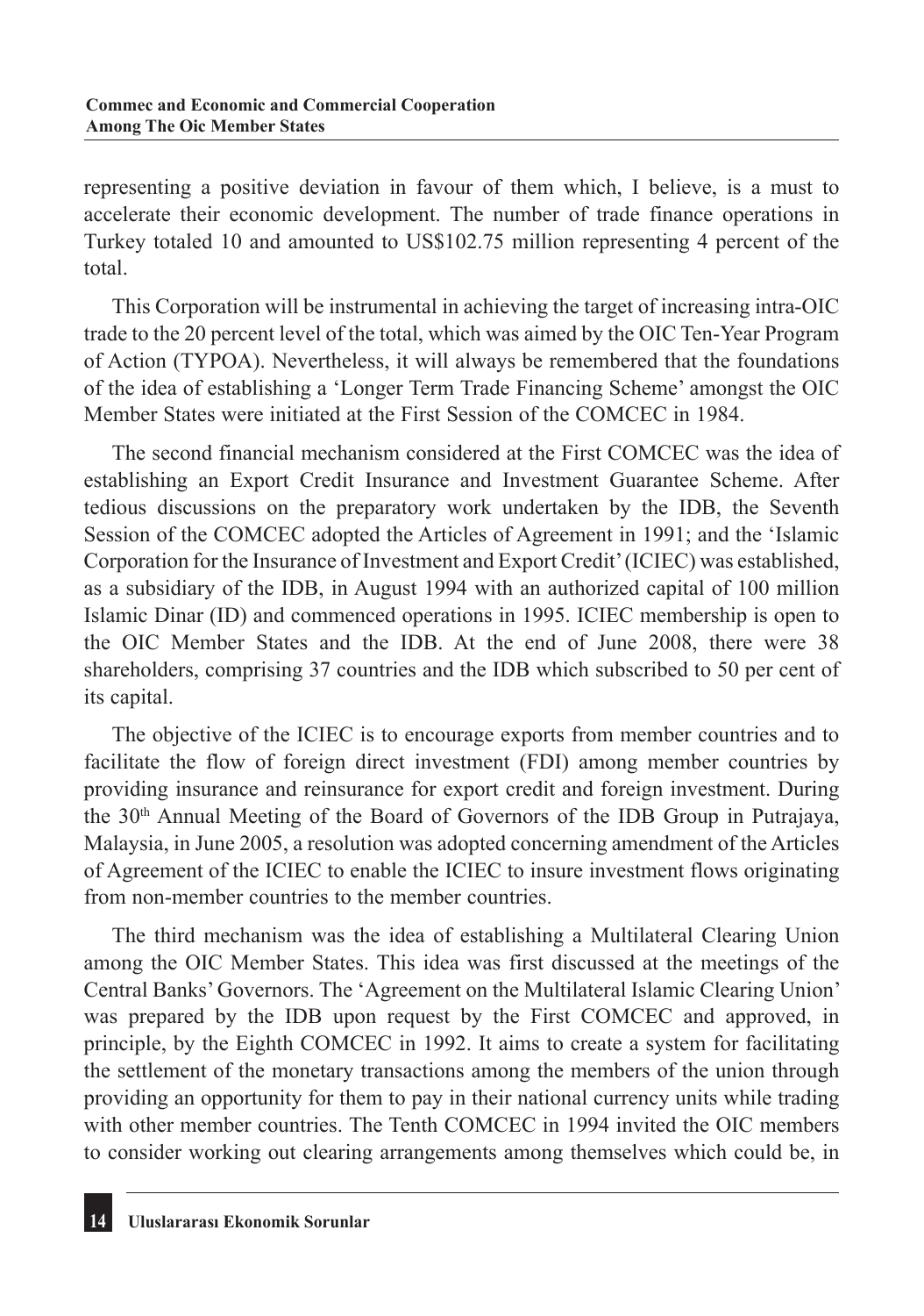representing a positive deviation in favour of them which, I believe, is a must to accelerate their economic development. The number of trade finance operations in Turkey totaled 10 and amounted to US$102.75 million representing 4 percent of the total.

This Corporation will be instrumental in achieving the target of increasing intra-OIC trade to the 20 percent level of the total, which was aimed by the OIC Ten-Year Program of Action (TYPOA). Nevertheless, it will always be remembered that the foundations of the idea of establishing a 'Longer Term Trade Financing Scheme' amongst the OIC Member States were initiated at the First Session of the COMCEC in 1984.

The second financial mechanism considered at the First COMCEC was the idea of establishing an Export Credit Insurance and Investment Guarantee Scheme. After tedious discussions on the preparatory work undertaken by the IDB, the Seventh Session of the COMCEC adopted the Articles of Agreement in 1991; and the 'Islamic Corporation for the Insurance of Investment and Export Credit' (ICIEC) was established, as a subsidiary of the IDB, in August 1994 with an authorized capital of 100 million Islamic Dinar (ID) and commenced operations in 1995. ICIEC membership is open to the OIC Member States and the IDB. At the end of June 2008, there were 38 shareholders, comprising 37 countries and the IDB which subscribed to 50 per cent of its capital.

The objective of the ICIEC is to encourage exports from member countries and to facilitate the flow of foreign direct investment (FDI) among member countries by providing insurance and reinsurance for export credit and foreign investment. During the 30th Annual Meeting of the Board of Governors of the IDB Group in Putrajaya, Malaysia, in June 2005, a resolution was adopted concerning amendment of the Articles of Agreement of the ICIEC to enable the ICIEC to insure investment flows originating from non-member countries to the member countries.

The third mechanism was the idea of establishing a Multilateral Clearing Union among the OIC Member States. This idea was first discussed at the meetings of the Central Banks' Governors. The 'Agreement on the Multilateral Islamic Clearing Union' was prepared by the IDB upon request by the First COMCEC and approved, in principle, by the Eighth COMCEC in 1992. It aims to create a system for facilitating the settlement of the monetary transactions among the members of the union through providing an opportunity for them to pay in their national currency units while trading with other member countries. The Tenth COMCEC in 1994 invited the OIC members to consider working out clearing arrangements among themselves which could be, in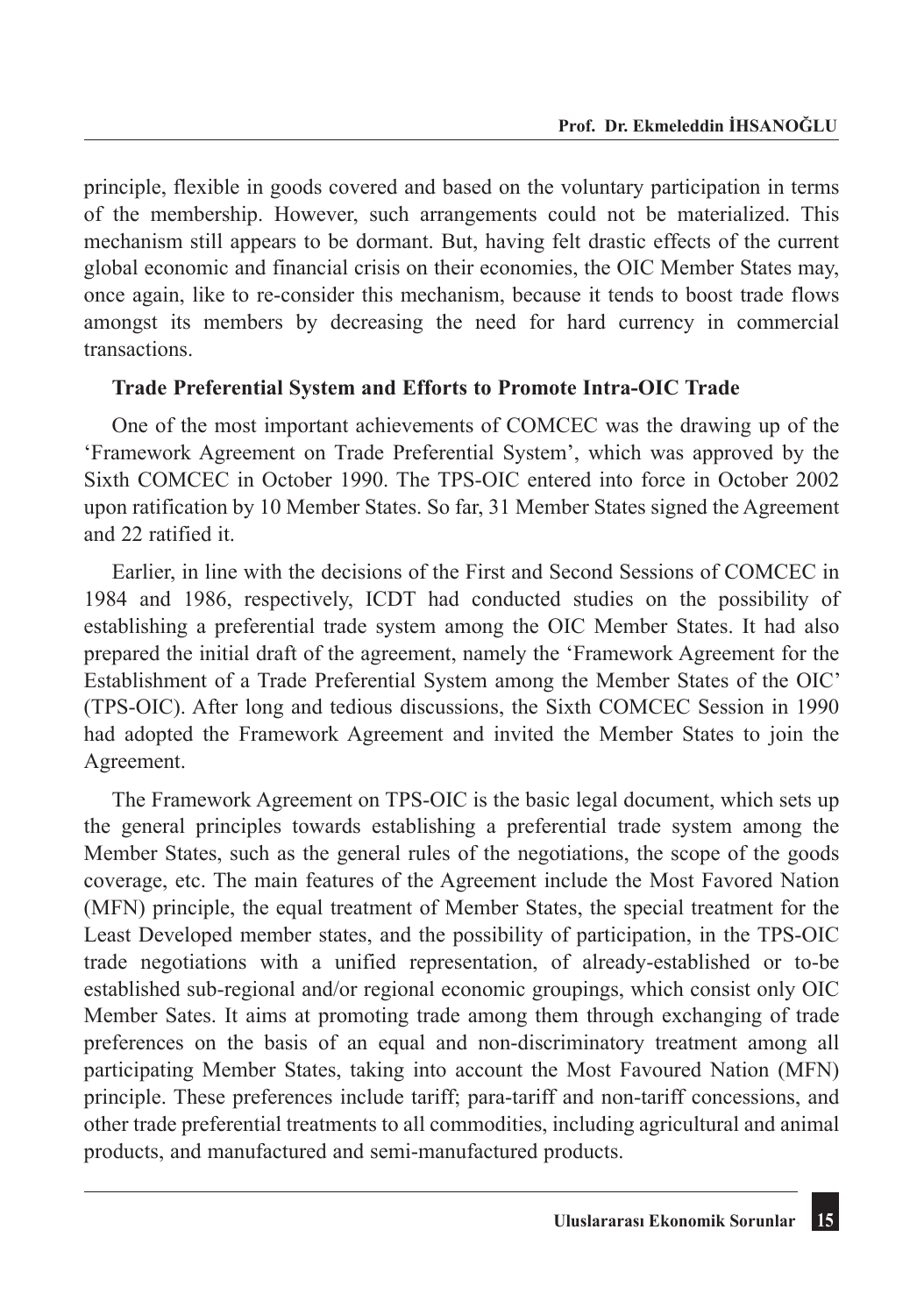principle, flexible in goods covered and based on the voluntary participation in terms of the membership. However, such arrangements could not be materialized. This mechanism still appears to be dormant. But, having felt drastic effects of the current global economic and financial crisis on their economies, the OIC Member States may, once again, like to re-consider this mechanism, because it tends to boost trade flows amongst its members by decreasing the need for hard currency in commercial transactions.

**Trade Preferential System and Efforts to Promote Intra-OIC Trade**

One of the most important achievements of COMCEC was the drawing up of the 'Framework Agreement on Trade Preferential System', which was approved by the Sixth COMCEC in October 1990. The TPS-OIC entered into force in October 2002 upon ratification by 10 Member States. So far, 31 Member States signed the Agreement and 22 ratified it.

Earlier, in line with the decisions of the First and Second Sessions of COMCEC in 1984 and 1986, respectively, ICDT had conducted studies on the possibility of establishing a preferential trade system among the OIC Member States. It had also prepared the initial draft of the agreement, namely the 'Framework Agreement for the Establishment of a Trade Preferential System among the Member States of the OIC' (TPS-OIC). After long and tedious discussions, the Sixth COMCEC Session in 1990 had adopted the Framework Agreement and invited the Member States to join the Agreement.

The Framework Agreement on TPS-OIC is the basic legal document, which sets up the general principles towards establishing a preferential trade system among the Member States, such as the general rules of the negotiations, the scope of the goods coverage, etc. The main features of the Agreement include the Most Favored Nation (MFN) principle, the equal treatment of Member States, the special treatment for the Least Developed member states, and the possibility of participation, in the TPS-OIC trade negotiations with a unified representation, of already-established or to-be established sub-regional and/or regional economic groupings, which consist only OIC Member Sates. It aims at promoting trade among them through exchanging of trade preferences on the basis of an equal and non-discriminatory treatment among all participating Member States, taking into account the Most Favoured Nation (MFN) principle. These preferences include tariff; para-tariff and non-tariff concessions, and other trade preferential treatments to all commodities, including agricultural and animal products, and manufactured and semi-manufactured products.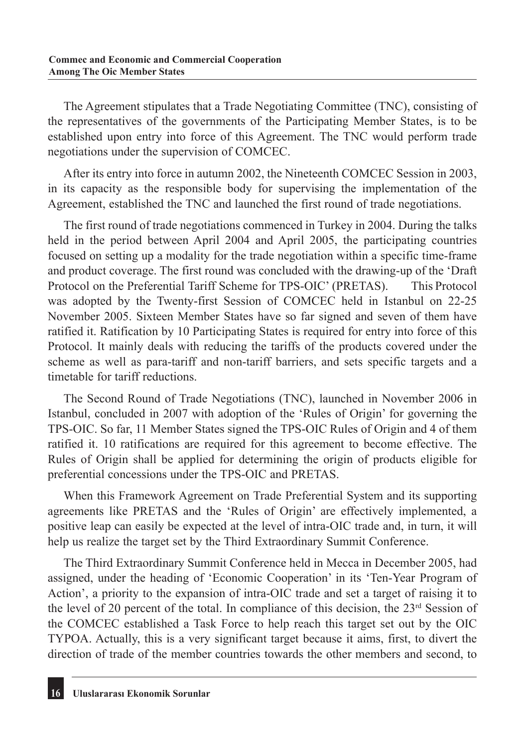The Agreement stipulates that a Trade Negotiating Committee (TNC), consisting of the representatives of the governments of the Participating Member States, is to be established upon entry into force of this Agreement. The TNC would perform trade negotiations under the supervision of COMCEC.

After its entry into force in autumn 2002, the Nineteenth COMCEC Session in 2003, in its capacity as the responsible body for supervising the implementation of the Agreement, established the TNC and launched the first round of trade negotiations.

The first round of trade negotiations commenced in Turkey in 2004. During the talks held in the period between April 2004 and April 2005, the participating countries focused on setting up a modality for the trade negotiation within a specific time-frame and product coverage. The first round was concluded with the drawing-up of the 'Draft Protocol on the Preferential Tariff Scheme for TPS-OIC' (PRETAS). This Protocol was adopted by the Twenty-first Session of COMCEC held in Istanbul on 22-25 November 2005. Sixteen Member States have so far signed and seven of them have ratified it. Ratification by 10 Participating States is required for entry into force of this Protocol. It mainly deals with reducing the tariffs of the products covered under the scheme as well as para-tariff and non-tariff barriers, and sets specific targets and a timetable for tariff reductions.

The Second Round of Trade Negotiations (TNC), launched in November 2006 in Istanbul, concluded in 2007 with adoption of the 'Rules of Origin' for governing the TPS-OIC. So far, 11 Member States signed the TPS-OIC Rules of Origin and 4 of them ratified it. 10 ratifications are required for this agreement to become effective. The Rules of Origin shall be applied for determining the origin of products eligible for preferential concessions under the TPS-OIC and PRETAS.

When this Framework Agreement on Trade Preferential System and its supporting agreements like PRETAS and the 'Rules of Origin' are effectively implemented, a positive leap can easily be expected at the level of intra-OIC trade and, in turn, it will help us realize the target set by the Third Extraordinary Summit Conference.

The Third Extraordinary Summit Conference held in Mecca in December 2005, had assigned, under the heading of 'Economic Cooperation' in its 'Ten-Year Program of Action', a priority to the expansion of intra-OIC trade and set a target of raising it to the level of 20 percent of the total. In compliance of this decision, the 23rd Session of the COMCEC established a Task Force to help reach this target set out by the OIC TYPOA. Actually, this is a very significant target because it aims, first, to divert the direction of trade of the member countries towards the other members and second, to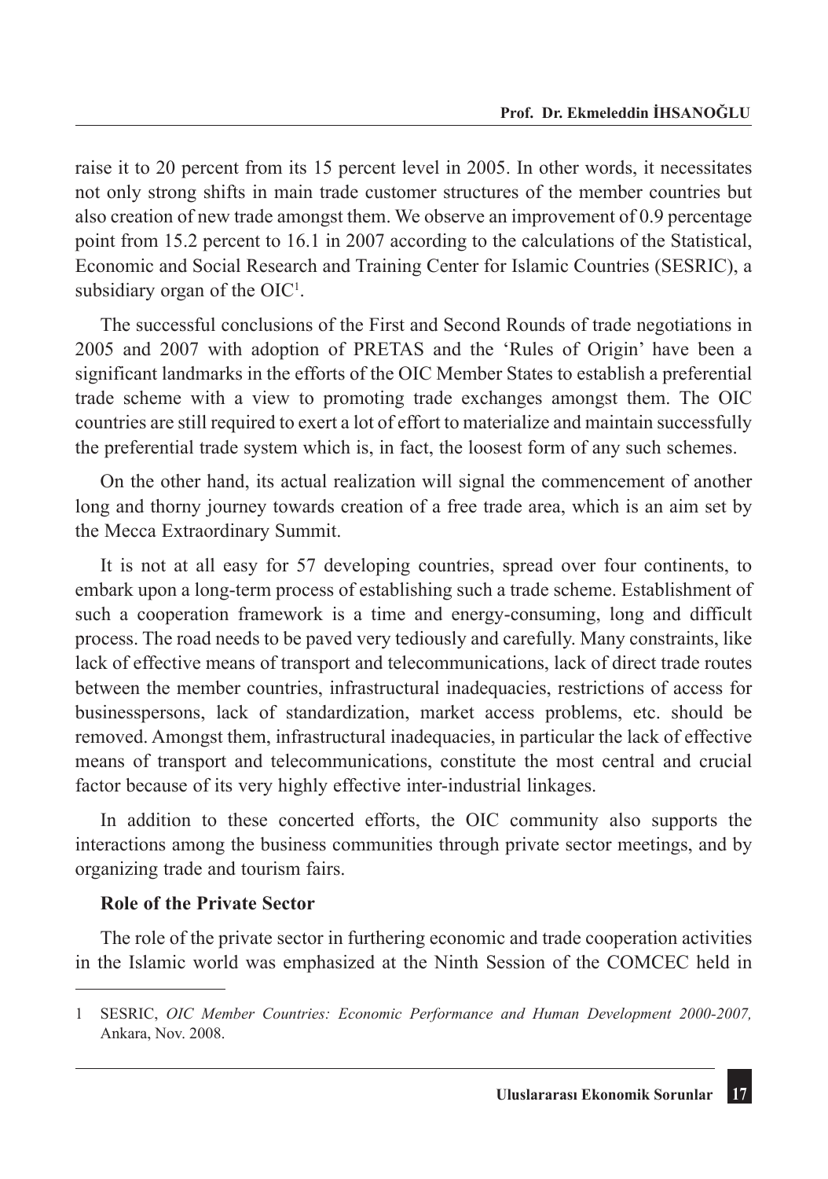raise it to 20 percent from its 15 percent level in 2005. In other words, it necessitates not only strong shifts in main trade customer structures of the member countries but also creation of new trade amongst them. We observe an improvement of 0.9 percentage point from 15.2 percent to 16.1 in 2007 according to the calculations of the Statistical, Economic and Social Research and Training Center for Islamic Countries (SESRIC), a subsidiary organ of the OIC[1].

The successful conclusions of the First and Second Rounds of trade negotiations in 2005 and 2007 with adoption of PRETAS and the 'Rules of Origin' have been a significant landmarks in the efforts of the OIC Member States to establish a preferential trade scheme with a view to promoting trade exchanges amongst them. The OIC countries are still required to exert a lot of effort to materialize and maintain successfully the preferential trade system which is, in fact, the loosest form of any such schemes.

On the other hand, its actual realization will signal the commencement of another long and thorny journey towards creation of a free trade area, which is an aim set by the Mecca Extraordinary Summit.

It is not at all easy for 57 developing countries, spread over four continents, to embark upon a long-term process of establishing such a trade scheme. Establishment of such a cooperation framework is a time and energy-consuming, long and difficult process. The road needs to be paved very tediously and carefully. Many constraints, like lack of effective means of transport and telecommunications, lack of direct trade routes between the member countries, infrastructural inadequacies, restrictions of access for businesspersons, lack of standardization, market access problems, etc. should be removed. Amongst them, infrastructural inadequacies, in particular the lack of effective means of transport and telecommunications, constitute the most central and crucial factor because of its very highly effective inter-industrial linkages.

In addition to these concerted efforts, the OIC community also supports the interactions among the business communities through private sector meetings, and by organizing trade and tourism fairs.

**Role of the Private Sector**

The role of the private sector in furthering economic and trade cooperation activities in the Islamic world was emphasized at the Ninth Session of the COMCEC held in

---

1 SESRIC, *OIC Member Countries: Economic Performance and Human Development 2000-2007,* Ankara, Nov. 2008.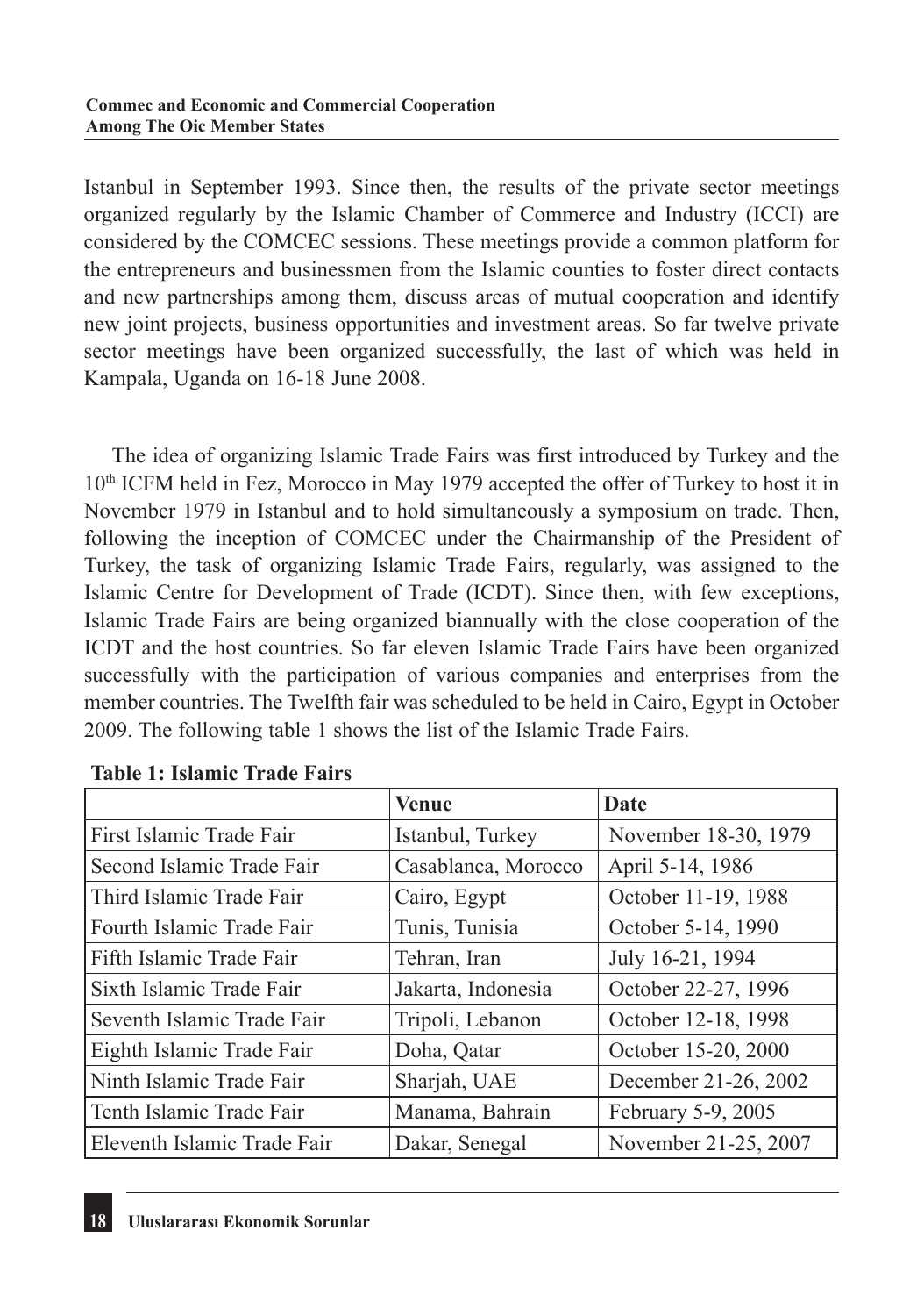Istanbul in September 1993. Since then, the results of the private sector meetings organized regularly by the Islamic Chamber of Commerce and Industry (ICCI) are considered by the COMCEC sessions. These meetings provide a common platform for the entrepreneurs and businessmen from the Islamic counties to foster direct contacts and new partnerships among them, discuss areas of mutual cooperation and identify new joint projects, business opportunities and investment areas. So far twelve private sector meetings have been organized successfully, the last of which was held in Kampala, Uganda on 16-18 June 2008.

The idea of organizing Islamic Trade Fairs was first introduced by Turkey and the 10th ICFM held in Fez, Morocco in May 1979 accepted the offer of Turkey to host it in November 1979 in Istanbul and to hold simultaneously a symposium on trade. Then, following the inception of COMCEC under the Chairmanship of the President of Turkey, the task of organizing Islamic Trade Fairs, regularly, was assigned to the Islamic Centre for Development of Trade (ICDT). Since then, with few exceptions, Islamic Trade Fairs are being organized biannually with the close cooperation of the ICDT and the host countries. So far eleven Islamic Trade Fairs have been organized successfully with the participation of various companies and enterprises from the member countries. The Twelfth fair was scheduled to be held in Cairo, Egypt in October 2009. The following table 1 shows the list of the Islamic Trade Fairs.

**Table 1: Islamic Trade Fairs**

| | Venue | Date |
|---|---|---|
| First Islamic Trade Fair | Istanbul, Turkey | November 18-30, 1979 |
| Second Islamic Trade Fair | Casablanca, Morocco | April 5-14, 1986 |
| Third Islamic Trade Fair | Cairo, Egypt | October 11-19, 1988 |
| Fourth Islamic Trade Fair | Tunis, Tunisia | October 5-14, 1990 |
| Fifth Islamic Trade Fair | Tehran, Iran | July 16-21, 1994 |
| Sixth Islamic Trade Fair | Jakarta, Indonesia | October 22-27, 1996 |
| Seventh Islamic Trade Fair | Tripoli, Lebanon | October 12-18, 1998 |
| Eighth Islamic Trade Fair | Doha, Qatar | October 15-20, 2000 |
| Ninth Islamic Trade Fair | Sharjah, UAE | December 21-26, 2002 |
| Tenth Islamic Trade Fair | Manama, Bahrain | February 5-9, 2005 |
| Eleventh Islamic Trade Fair | Dakar, Senegal | November 21-25, 2007 |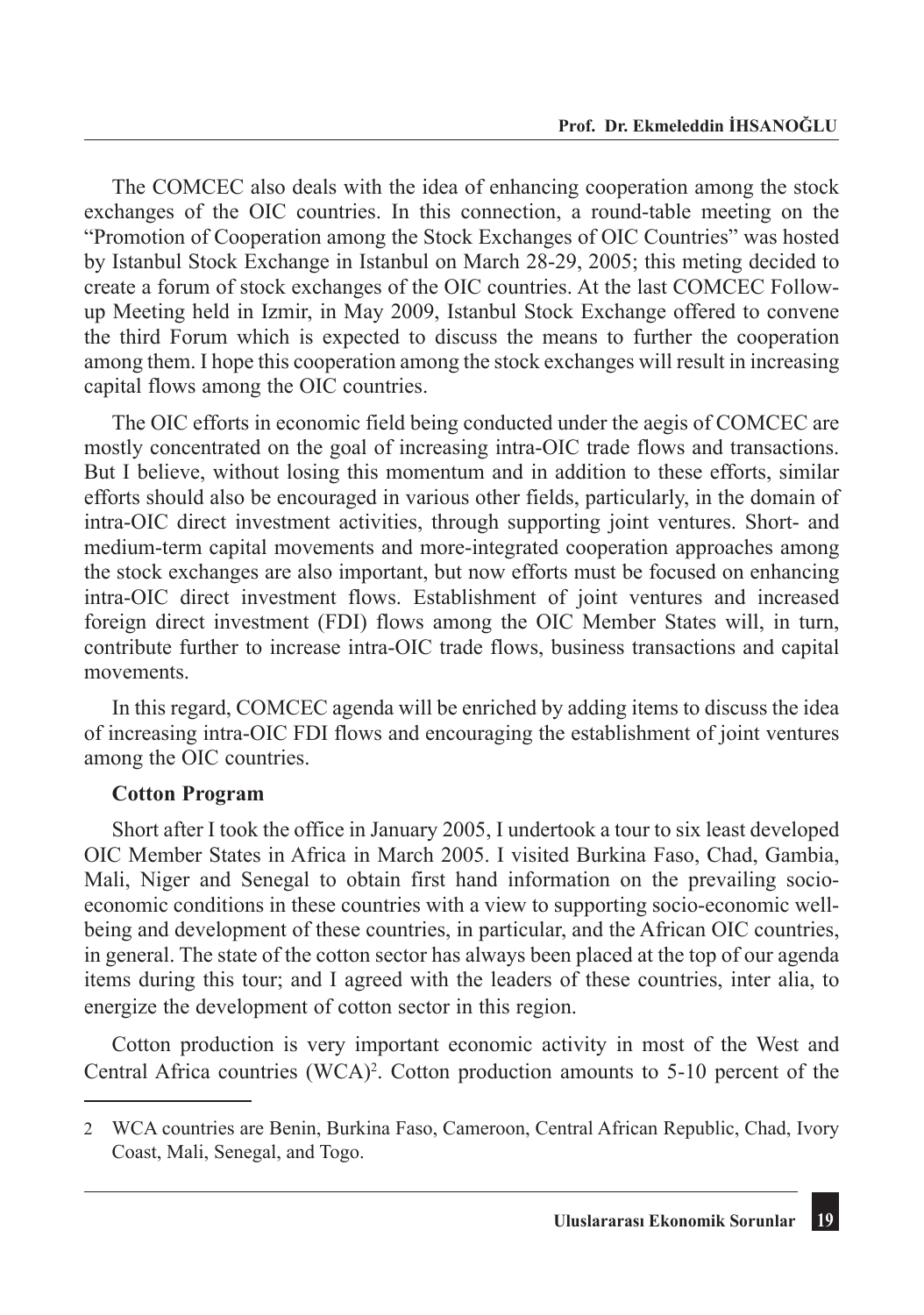The COMCEC also deals with the idea of enhancing cooperation among the stock exchanges of the OIC countries. In this connection, a round-table meeting on the "Promotion of Cooperation among the Stock Exchanges of OIC Countries" was hosted by Istanbul Stock Exchange in Istanbul on March 28-29, 2005; this meting decided to create a forum of stock exchanges of the OIC countries. At the last COMCEC Follow-up Meeting held in Izmir, in May 2009, Istanbul Stock Exchange offered to convene the third Forum which is expected to discuss the means to further the cooperation among them. I hope this cooperation among the stock exchanges will result in increasing capital flows among the OIC countries.

The OIC efforts in economic field being conducted under the aegis of COMCEC are mostly concentrated on the goal of increasing intra-OIC trade flows and transactions. But I believe, without losing this momentum and in addition to these efforts, similar efforts should also be encouraged in various other fields, particularly, in the domain of intra-OIC direct investment activities, through supporting joint ventures. Short- and medium-term capital movements and more-integrated cooperation approaches among the stock exchanges are also important, but now efforts must be focused on enhancing intra-OIC direct investment flows. Establishment of joint ventures and increased foreign direct investment (FDI) flows among the OIC Member States will, in turn, contribute further to increase intra-OIC trade flows, business transactions and capital movements.

In this regard, COMCEC agenda will be enriched by adding items to discuss the idea of increasing intra-OIC FDI flows and encouraging the establishment of joint ventures among the OIC countries.

**Cotton Program**

Short after I took the office in January 2005, I undertook a tour to six least developed OIC Member States in Africa in March 2005. I visited Burkina Faso, Chad, Gambia, Mali, Niger and Senegal to obtain first hand information on the prevailing socio-economic conditions in these countries with a view to supporting socio-economic well-being and development of these countries, in particular, and the African OIC countries, in general. The state of the cotton sector has always been placed at the top of our agenda items during this tour; and I agreed with the leaders of these countries, inter alia, to energize the development of cotton sector in this region.

Cotton production is very important economic activity in most of the West and Central Africa countries (WCA)[2]. Cotton production amounts to 5-10 percent of the

2 WCA countries are Benin, Burkina Faso, Cameroon, Central African Republic, Chad, Ivory Coast, Mali, Senegal, and Togo.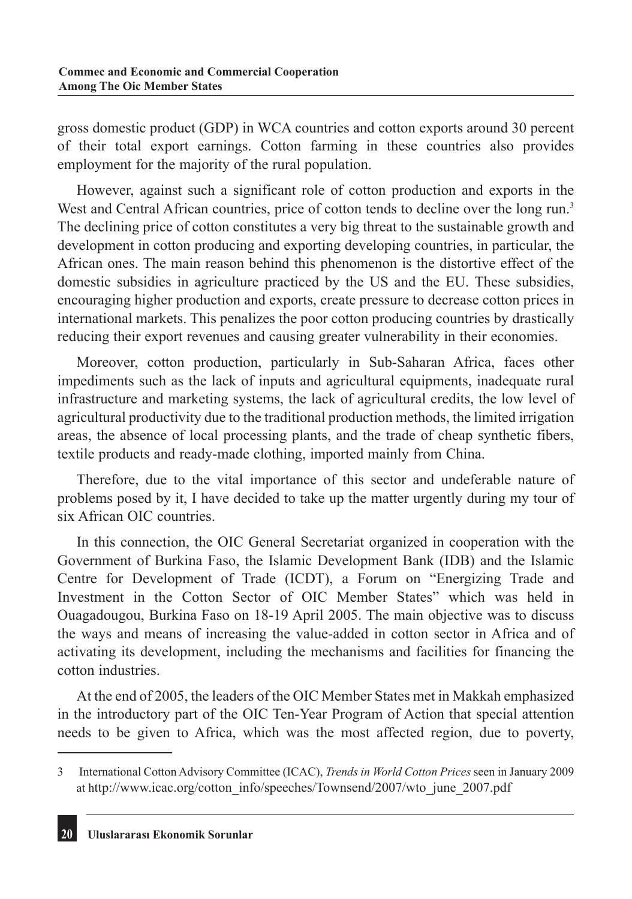gross domestic product (GDP) in WCA countries and cotton exports around 30 percent of their total export earnings. Cotton farming in these countries also provides employment for the majority of the rural population.

However, against such a significant role of cotton production and exports in the West and Central African countries, price of cotton tends to decline over the long run.[3] The declining price of cotton constitutes a very big threat to the sustainable growth and development in cotton producing and exporting developing countries, in particular, the African ones. The main reason behind this phenomenon is the distortive effect of the domestic subsidies in agriculture practiced by the US and the EU. These subsidies, encouraging higher production and exports, create pressure to decrease cotton prices in international markets. This penalizes the poor cotton producing countries by drastically reducing their export revenues and causing greater vulnerability in their economies.

Moreover, cotton production, particularly in Sub-Saharan Africa, faces other impediments such as the lack of inputs and agricultural equipments, inadequate rural infrastructure and marketing systems, the lack of agricultural credits, the low level of agricultural productivity due to the traditional production methods, the limited irrigation areas, the absence of local processing plants, and the trade of cheap synthetic fibers, textile products and ready-made clothing, imported mainly from China.

Therefore, due to the vital importance of this sector and undeferable nature of problems posed by it, I have decided to take up the matter urgently during my tour of six African OIC countries.

In this connection, the OIC General Secretariat organized in cooperation with the Government of Burkina Faso, the Islamic Development Bank (IDB) and the Islamic Centre for Development of Trade (ICDT), a Forum on "Energizing Trade and Investment in the Cotton Sector of OIC Member States" which was held in Ouagadougou, Burkina Faso on 18-19 April 2005. The main objective was to discuss the ways and means of increasing the value-added in cotton sector in Africa and of activating its development, including the mechanisms and facilities for financing the cotton industries.

At the end of 2005, the leaders of the OIC Member States met in Makkah emphasized in the introductory part of the OIC Ten-Year Program of Action that special attention needs to be given to Africa, which was the most affected region, due to poverty,

---

3 International Cotton Advisory Committee (ICAC), *Trends in World Cotton Prices* seen in January 2009 at http://www.icac.org/cotton_info/speeches/Townsend/2007/wto_june_2007.pdf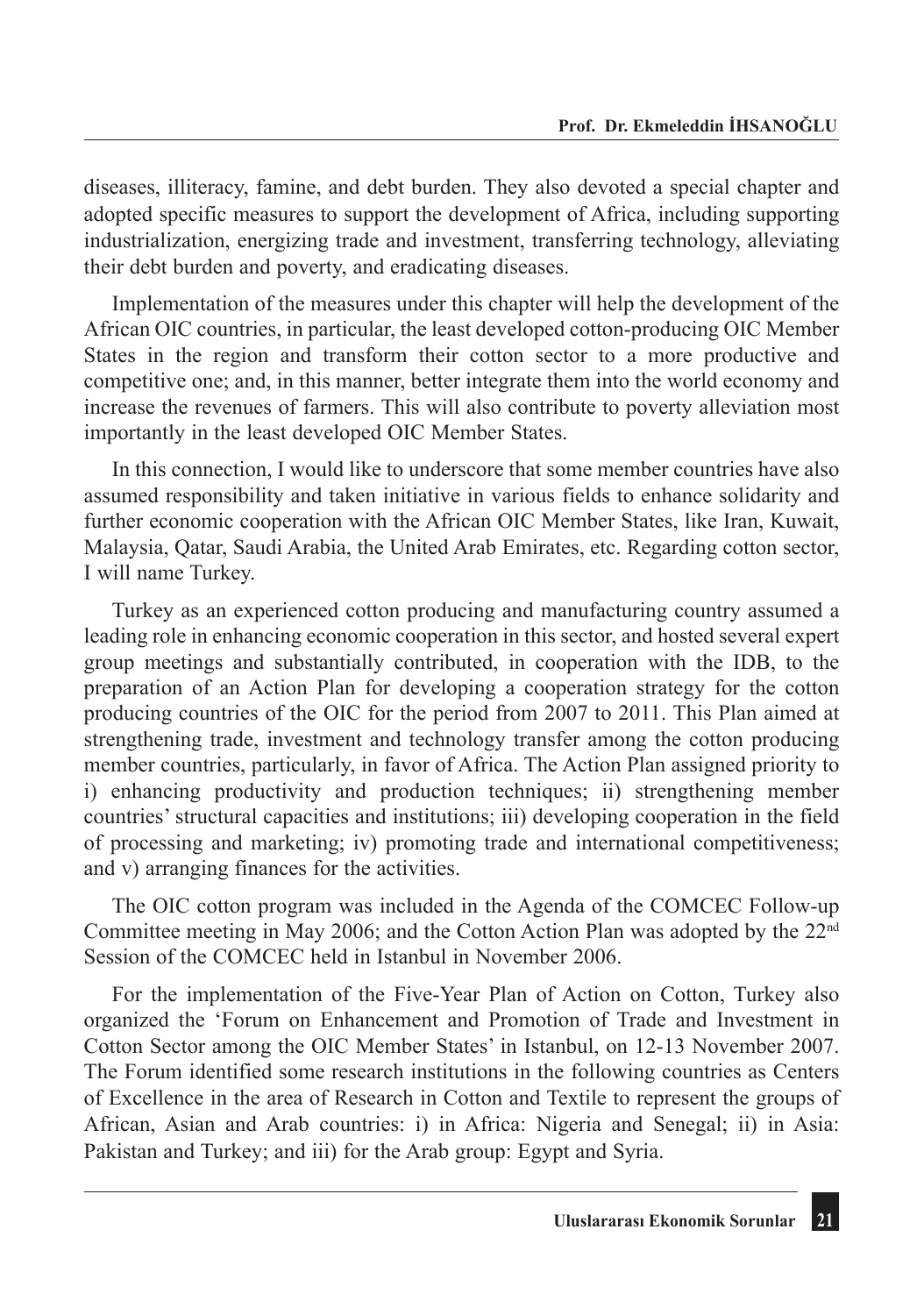diseases, illiteracy, famine, and debt burden. They also devoted a special chapter and adopted specific measures to support the development of Africa, including supporting industrialization, energizing trade and investment, transferring technology, alleviating their debt burden and poverty, and eradicating diseases.

Implementation of the measures under this chapter will help the development of the African OIC countries, in particular, the least developed cotton-producing OIC Member States in the region and transform their cotton sector to a more productive and competitive one; and, in this manner, better integrate them into the world economy and increase the revenues of farmers. This will also contribute to poverty alleviation most importantly in the least developed OIC Member States.

In this connection, I would like to underscore that some member countries have also assumed responsibility and taken initiative in various fields to enhance solidarity and further economic cooperation with the African OIC Member States, like Iran, Kuwait, Malaysia, Qatar, Saudi Arabia, the United Arab Emirates, etc. Regarding cotton sector, I will name Turkey.

Turkey as an experienced cotton producing and manufacturing country assumed a leading role in enhancing economic cooperation in this sector, and hosted several expert group meetings and substantially contributed, in cooperation with the IDB, to the preparation of an Action Plan for developing a cooperation strategy for the cotton producing countries of the OIC for the period from 2007 to 2011. This Plan aimed at strengthening trade, investment and technology transfer among the cotton producing member countries, particularly, in favor of Africa. The Action Plan assigned priority to i) enhancing productivity and production techniques; ii) strengthening member countries' structural capacities and institutions; iii) developing cooperation in the field of processing and marketing; iv) promoting trade and international competitiveness; and v) arranging finances for the activities.

The OIC cotton program was included in the Agenda of the COMCEC Follow-up Committee meeting in May 2006; and the Cotton Action Plan was adopted by the 22nd Session of the COMCEC held in Istanbul in November 2006.

For the implementation of the Five-Year Plan of Action on Cotton, Turkey also organized the 'Forum on Enhancement and Promotion of Trade and Investment in Cotton Sector among the OIC Member States' in Istanbul, on 12-13 November 2007. The Forum identified some research institutions in the following countries as Centers of Excellence in the area of Research in Cotton and Textile to represent the groups of African, Asian and Arab countries: i) in Africa: Nigeria and Senegal; ii) in Asia: Pakistan and Turkey; and iii) for the Arab group: Egypt and Syria.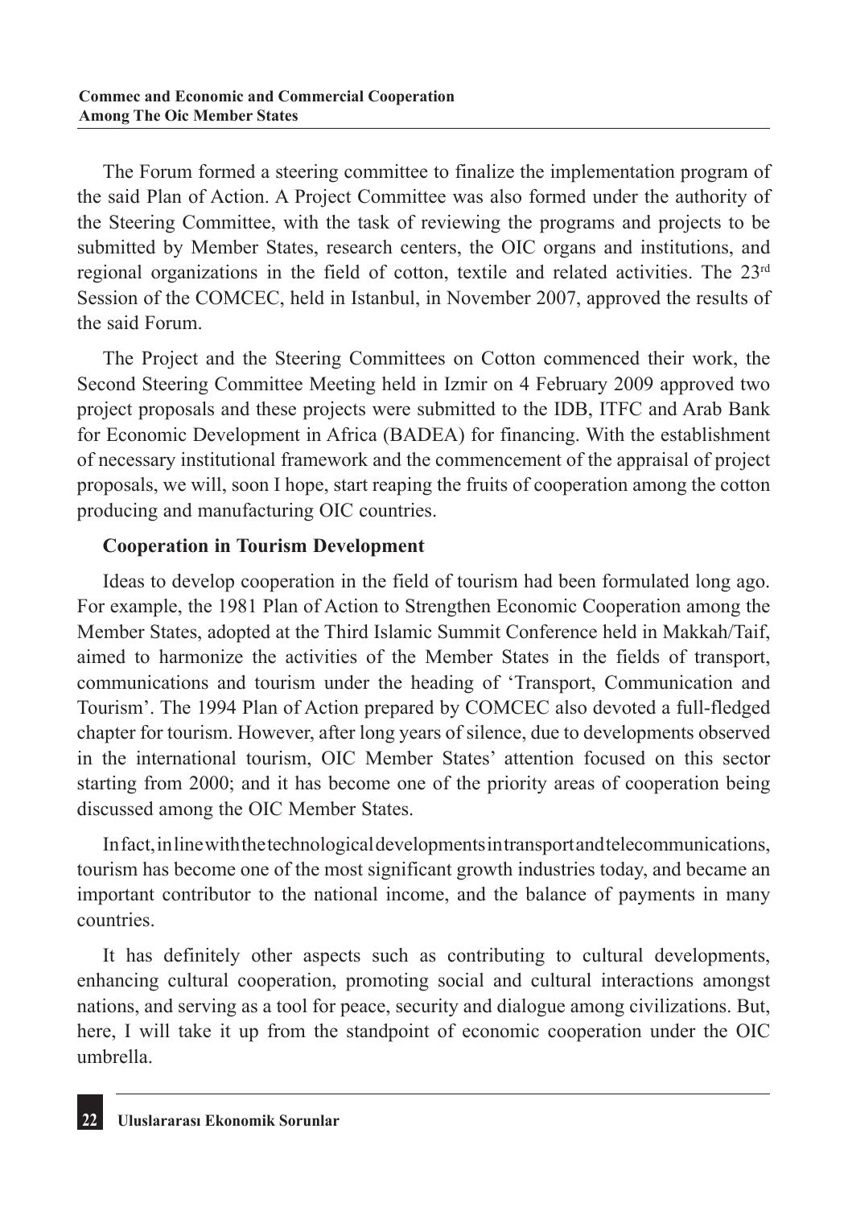The Forum formed a steering committee to finalize the implementation program of the said Plan of Action. A Project Committee was also formed under the authority of the Steering Committee, with the task of reviewing the programs and projects to be submitted by Member States, research centers, the OIC organs and institutions, and regional organizations in the field of cotton, textile and related activities. The 23rd Session of the COMCEC, held in Istanbul, in November 2007, approved the results of the said Forum.

The Project and the Steering Committees on Cotton commenced their work, the Second Steering Committee Meeting held in Izmir on 4 February 2009 approved two project proposals and these projects were submitted to the IDB, ITFC and Arab Bank for Economic Development in Africa (BADEA) for financing. With the establishment of necessary institutional framework and the commencement of the appraisal of project proposals, we will, soon I hope, start reaping the fruits of cooperation among the cotton producing and manufacturing OIC countries.

**Cooperation in Tourism Development**

Ideas to develop cooperation in the field of tourism had been formulated long ago. For example, the 1981 Plan of Action to Strengthen Economic Cooperation among the Member States, adopted at the Third Islamic Summit Conference held in Makkah/Taif, aimed to harmonize the activities of the Member States in the fields of transport, communications and tourism under the heading of 'Transport, Communication and Tourism'. The 1994 Plan of Action prepared by COMCEC also devoted a full-fledged chapter for tourism. However, after long years of silence, due to developments observed in the international tourism, OIC Member States' attention focused on this sector starting from 2000; and it has become one of the priority areas of cooperation being discussed among the OIC Member States.

In fact, in line with the technological developments in transport and telecommunications, tourism has become one of the most significant growth industries today, and became an important contributor to the national income, and the balance of payments in many countries.

It has definitely other aspects such as contributing to cultural developments, enhancing cultural cooperation, promoting social and cultural interactions amongst nations, and serving as a tool for peace, security and dialogue among civilizations. But, here, I will take it up from the standpoint of economic cooperation under the OIC umbrella.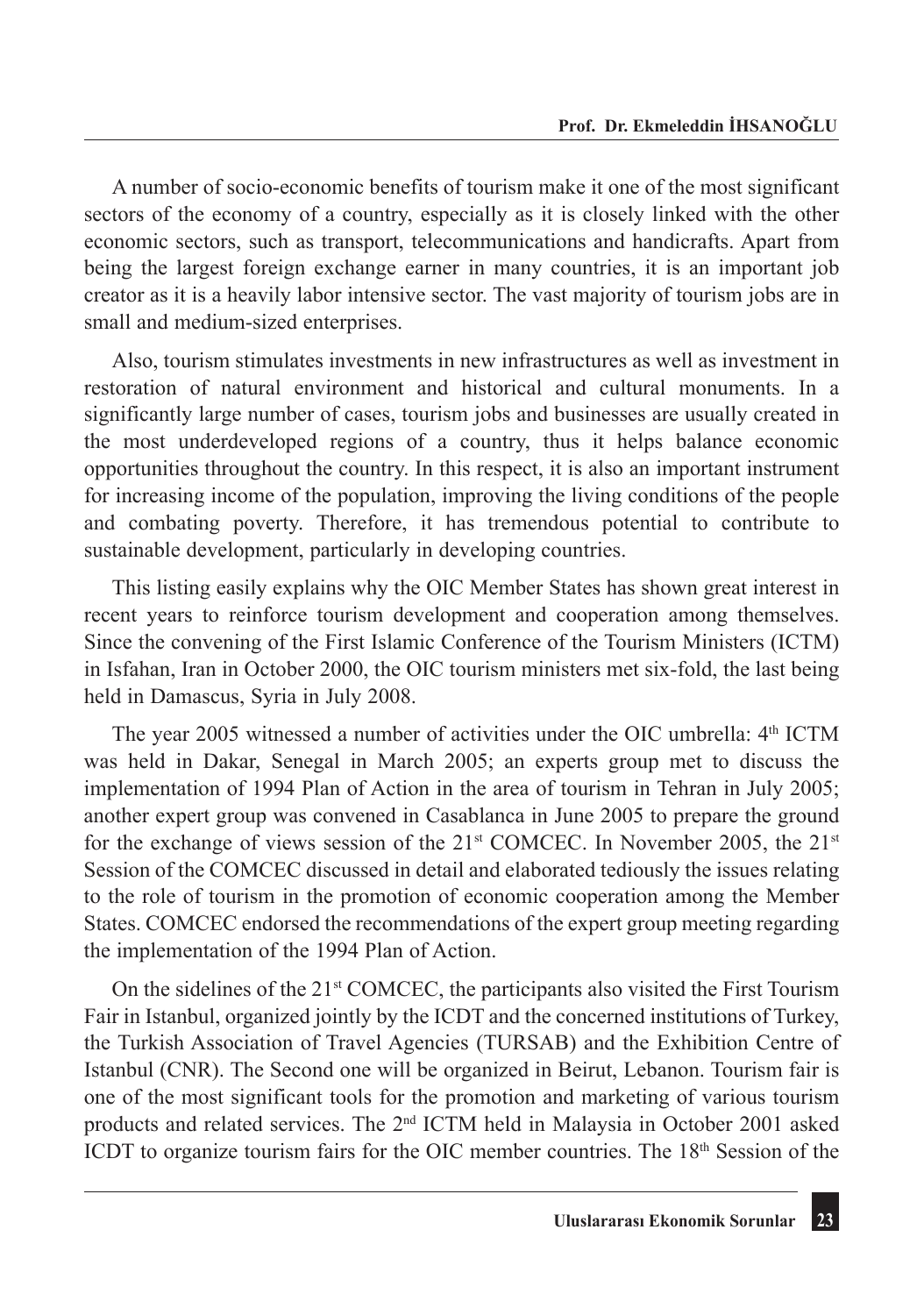A number of socio-economic benefits of tourism make it one of the most significant sectors of the economy of a country, especially as it is closely linked with the other economic sectors, such as transport, telecommunications and handicrafts. Apart from being the largest foreign exchange earner in many countries, it is an important job creator as it is a heavily labor intensive sector. The vast majority of tourism jobs are in small and medium-sized enterprises.

Also, tourism stimulates investments in new infrastructures as well as investment in restoration of natural environment and historical and cultural monuments. In a significantly large number of cases, tourism jobs and businesses are usually created in the most underdeveloped regions of a country, thus it helps balance economic opportunities throughout the country. In this respect, it is also an important instrument for increasing income of the population, improving the living conditions of the people and combating poverty. Therefore, it has tremendous potential to contribute to sustainable development, particularly in developing countries.

This listing easily explains why the OIC Member States has shown great interest in recent years to reinforce tourism development and cooperation among themselves. Since the convening of the First Islamic Conference of the Tourism Ministers (ICTM) in Isfahan, Iran in October 2000, the OIC tourism ministers met six-fold, the last being held in Damascus, Syria in July 2008.

The year 2005 witnessed a number of activities under the OIC umbrella: 4th ICTM was held in Dakar, Senegal in March 2005; an experts group met to discuss the implementation of 1994 Plan of Action in the area of tourism in Tehran in July 2005; another expert group was convened in Casablanca in June 2005 to prepare the ground for the exchange of views session of the 21st COMCEC. In November 2005, the 21st Session of the COMCEC discussed in detail and elaborated tediously the issues relating to the role of tourism in the promotion of economic cooperation among the Member States. COMCEC endorsed the recommendations of the expert group meeting regarding the implementation of the 1994 Plan of Action.

On the sidelines of the 21st COMCEC, the participants also visited the First Tourism Fair in Istanbul, organized jointly by the ICDT and the concerned institutions of Turkey, the Turkish Association of Travel Agencies (TURSAB) and the Exhibition Centre of Istanbul (CNR). The Second one will be organized in Beirut, Lebanon. Tourism fair is one of the most significant tools for the promotion and marketing of various tourism products and related services. The 2nd ICTM held in Malaysia in October 2001 asked ICDT to organize tourism fairs for the OIC member countries. The 18th Session of the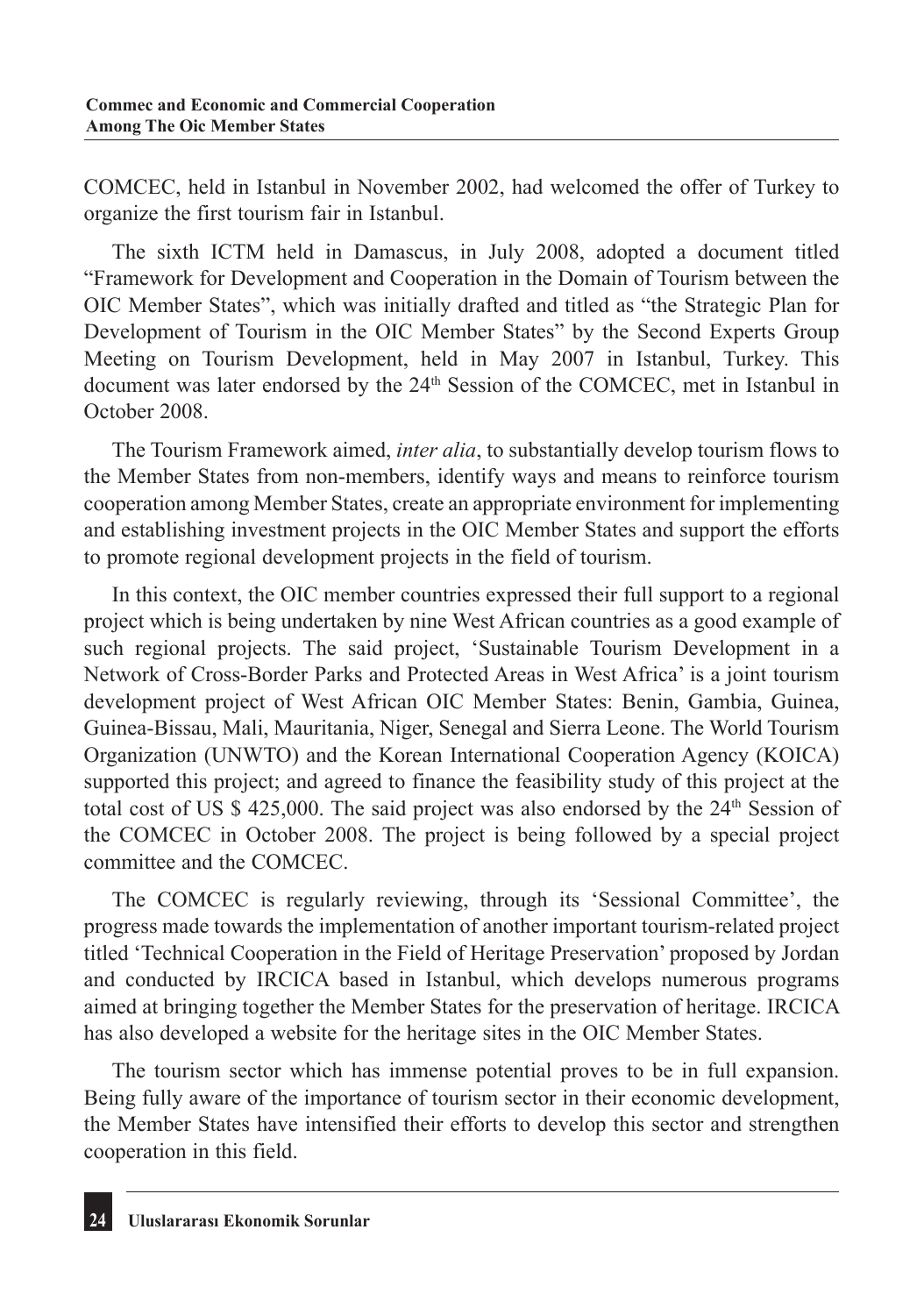COMCEC, held in Istanbul in November 2002, had welcomed the offer of Turkey to organize the first tourism fair in Istanbul.

The sixth ICTM held in Damascus, in July 2008, adopted a document titled "Framework for Development and Cooperation in the Domain of Tourism between the OIC Member States", which was initially drafted and titled as "the Strategic Plan for Development of Tourism in the OIC Member States" by the Second Experts Group Meeting on Tourism Development, held in May 2007 in Istanbul, Turkey. This document was later endorsed by the 24th Session of the COMCEC, met in Istanbul in October 2008.

The Tourism Framework aimed, *inter alia*, to substantially develop tourism flows to the Member States from non-members, identify ways and means to reinforce tourism cooperation among Member States, create an appropriate environment for implementing and establishing investment projects in the OIC Member States and support the efforts to promote regional development projects in the field of tourism.

In this context, the OIC member countries expressed their full support to a regional project which is being undertaken by nine West African countries as a good example of such regional projects. The said project, 'Sustainable Tourism Development in a Network of Cross-Border Parks and Protected Areas in West Africa' is a joint tourism development project of West African OIC Member States: Benin, Gambia, Guinea, Guinea-Bissau, Mali, Mauritania, Niger, Senegal and Sierra Leone. The World Tourism Organization (UNWTO) and the Korean International Cooperation Agency (KOICA) supported this project; and agreed to finance the feasibility study of this project at the total cost of US $ 425,000. The said project was also endorsed by the 24th Session of the COMCEC in October 2008. The project is being followed by a special project committee and the COMCEC.

The COMCEC is regularly reviewing, through its 'Sessional Committee', the progress made towards the implementation of another important tourism-related project titled 'Technical Cooperation in the Field of Heritage Preservation' proposed by Jordan and conducted by IRCICA based in Istanbul, which develops numerous programs aimed at bringing together the Member States for the preservation of heritage. IRCICA has also developed a website for the heritage sites in the OIC Member States.

The tourism sector which has immense potential proves to be in full expansion. Being fully aware of the importance of tourism sector in their economic development, the Member States have intensified their efforts to develop this sector and strengthen cooperation in this field.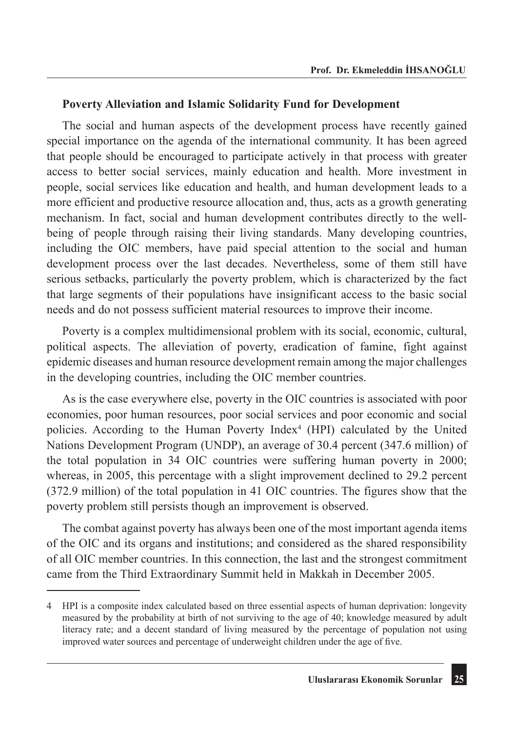**Poverty Alleviation and Islamic Solidarity Fund for Development**

The social and human aspects of the development process have recently gained special importance on the agenda of the international community. It has been agreed that people should be encouraged to participate actively in that process with greater access to better social services, mainly education and health. More investment in people, social services like education and health, and human development leads to a more efficient and productive resource allocation and, thus, acts as a growth generating mechanism. In fact, social and human development contributes directly to the well-being of people through raising their living standards. Many developing countries, including the OIC members, have paid special attention to the social and human development process over the last decades. Nevertheless, some of them still have serious setbacks, particularly the poverty problem, which is characterized by the fact that large segments of their populations have insignificant access to the basic social needs and do not possess sufficient material resources to improve their income.

Poverty is a complex multidimensional problem with its social, economic, cultural, political aspects. The alleviation of poverty, eradication of famine, fight against epidemic diseases and human resource development remain among the major challenges in the developing countries, including the OIC member countries.

As is the case everywhere else, poverty in the OIC countries is associated with poor economies, poor human resources, poor social services and poor economic and social policies. According to the Human Poverty Index[4] (HPI) calculated by the United Nations Development Program (UNDP), an average of 30.4 percent (347.6 million) of the total population in 34 OIC countries were suffering human poverty in 2000; whereas, in 2005, this percentage with a slight improvement declined to 29.2 percent (372.9 million) of the total population in 41 OIC countries. The figures show that the poverty problem still persists though an improvement is observed.

The combat against poverty has always been one of the most important agenda items of the OIC and its organs and institutions; and considered as the shared responsibility of all OIC member countries. In this connection, the last and the strongest commitment came from the Third Extraordinary Summit held in Makkah in December 2005.

---

4 HPI is a composite index calculated based on three essential aspects of human deprivation: longevity measured by the probability at birth of not surviving to the age of 40; knowledge measured by adult literacy rate; and a decent standard of living measured by the percentage of population not using improved water sources and percentage of underweight children under the age of five.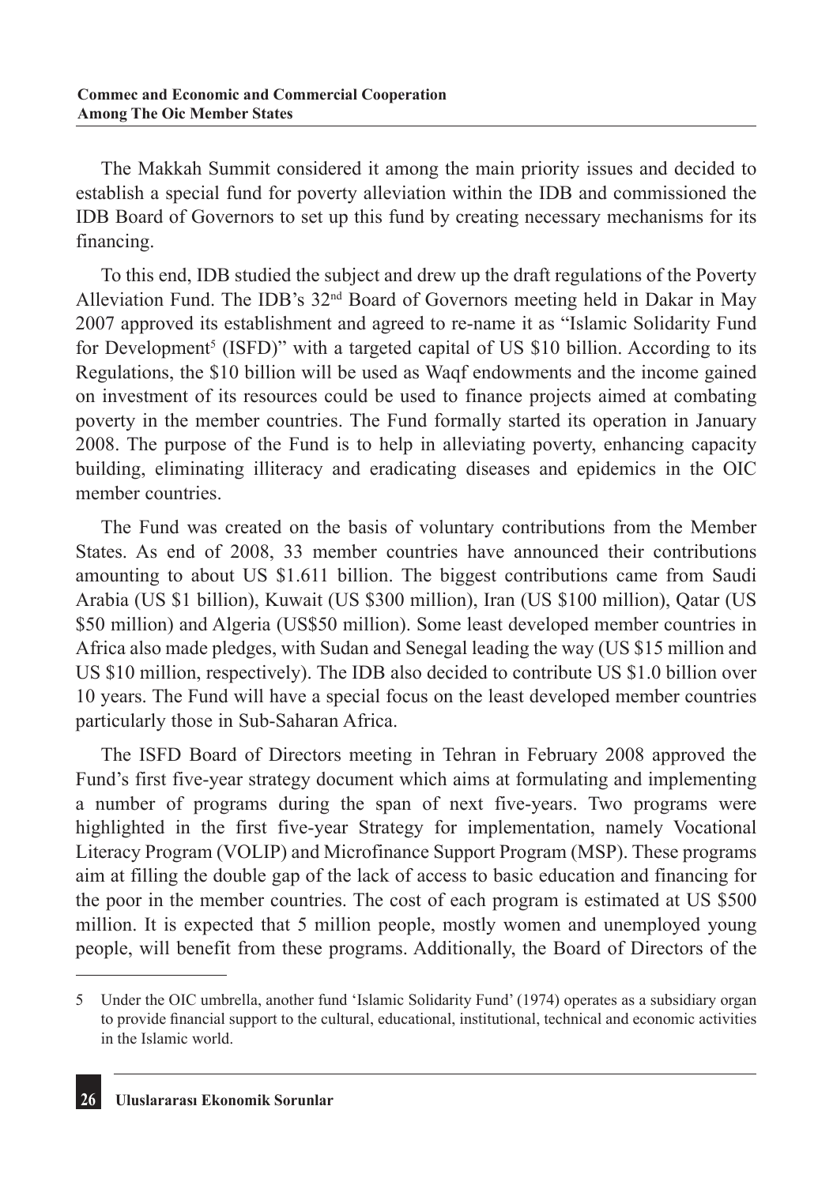The Makkah Summit considered it among the main priority issues and decided to establish a special fund for poverty alleviation within the IDB and commissioned the IDB Board of Governors to set up this fund by creating necessary mechanisms for its financing.

To this end, IDB studied the subject and drew up the draft regulations of the Poverty Alleviation Fund. The IDB's 32nd Board of Governors meeting held in Dakar in May 2007 approved its establishment and agreed to re-name it as "Islamic Solidarity Fund for Development[5] (ISFD)" with a targeted capital of US $10 billion. According to its Regulations, the $10 billion will be used as Waqf endowments and the income gained on investment of its resources could be used to finance projects aimed at combating poverty in the member countries. The Fund formally started its operation in January 2008. The purpose of the Fund is to help in alleviating poverty, enhancing capacity building, eliminating illiteracy and eradicating diseases and epidemics in the OIC member countries.

The Fund was created on the basis of voluntary contributions from the Member States. As end of 2008, 33 member countries have announced their contributions amounting to about US $1.611 billion. The biggest contributions came from Saudi Arabia (US $1 billion), Kuwait (US $300 million), Iran (US $100 million), Qatar (US $50 million) and Algeria (US$50 million). Some least developed member countries in Africa also made pledges, with Sudan and Senegal leading the way (US $15 million and US $10 million, respectively). The IDB also decided to contribute US $1.0 billion over 10 years. The Fund will have a special focus on the least developed member countries particularly those in Sub-Saharan Africa.

The ISFD Board of Directors meeting in Tehran in February 2008 approved the Fund's first five-year strategy document which aims at formulating and implementing a number of programs during the span of next five-years. Two programs were highlighted in the first five-year Strategy for implementation, namely Vocational Literacy Program (VOLIP) and Microfinance Support Program (MSP). These programs aim at filling the double gap of the lack of access to basic education and financing for the poor in the member countries. The cost of each program is estimated at US $500 million. It is expected that 5 million people, mostly women and unemployed young people, will benefit from these programs. Additionally, the Board of Directors of the

---

5 Under the OIC umbrella, another fund 'Islamic Solidarity Fund' (1974) operates as a subsidiary organ to provide financial support to the cultural, educational, institutional, technical and economic activities in the Islamic world.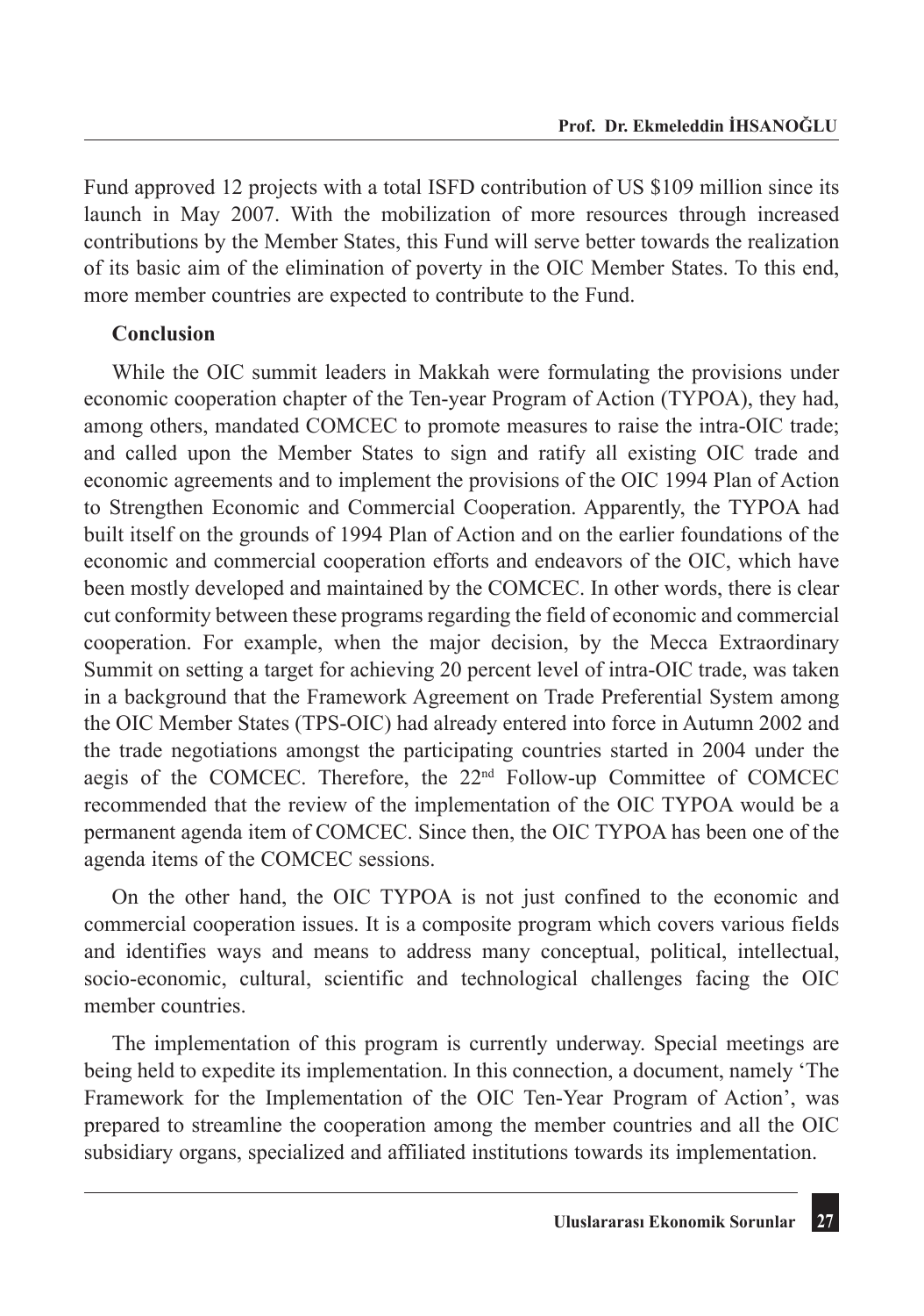Fund approved 12 projects with a total ISFD contribution of US $109 million since its launch in May 2007. With the mobilization of more resources through increased contributions by the Member States, this Fund will serve better towards the realization of its basic aim of the elimination of poverty in the OIC Member States. To this end, more member countries are expected to contribute to the Fund.

**Conclusion**

While the OIC summit leaders in Makkah were formulating the provisions under economic cooperation chapter of the Ten-year Program of Action (TYPOA), they had, among others, mandated COMCEC to promote measures to raise the intra-OIC trade; and called upon the Member States to sign and ratify all existing OIC trade and economic agreements and to implement the provisions of the OIC 1994 Plan of Action to Strengthen Economic and Commercial Cooperation. Apparently, the TYPOA had built itself on the grounds of 1994 Plan of Action and on the earlier foundations of the economic and commercial cooperation efforts and endeavors of the OIC, which have been mostly developed and maintained by the COMCEC. In other words, there is clear cut conformity between these programs regarding the field of economic and commercial cooperation. For example, when the major decision, by the Mecca Extraordinary Summit on setting a target for achieving 20 percent level of intra-OIC trade, was taken in a background that the Framework Agreement on Trade Preferential System among the OIC Member States (TPS-OIC) had already entered into force in Autumn 2002 and the trade negotiations amongst the participating countries started in 2004 under the aegis of the COMCEC. Therefore, the 22nd Follow-up Committee of COMCEC recommended that the review of the implementation of the OIC TYPOA would be a permanent agenda item of COMCEC. Since then, the OIC TYPOA has been one of the agenda items of the COMCEC sessions.

On the other hand, the OIC TYPOA is not just confined to the economic and commercial cooperation issues. It is a composite program which covers various fields and identifies ways and means to address many conceptual, political, intellectual, socio-economic, cultural, scientific and technological challenges facing the OIC member countries.

The implementation of this program is currently underway. Special meetings are being held to expedite its implementation. In this connection, a document, namely 'The Framework for the Implementation of the OIC Ten-Year Program of Action', was prepared to streamline the cooperation among the member countries and all the OIC subsidiary organs, specialized and affiliated institutions towards its implementation.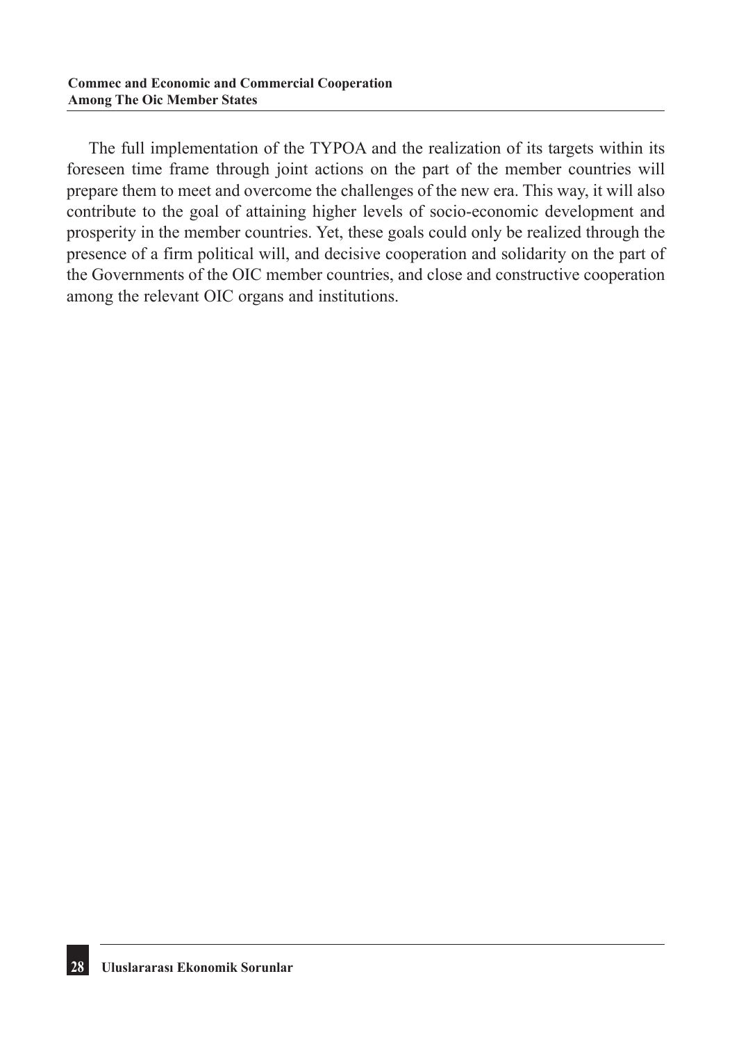The full implementation of the TYPOA and the realization of its targets within its foreseen time frame through joint actions on the part of the member countries will prepare them to meet and overcome the challenges of the new era. This way, it will also contribute to the goal of attaining higher levels of socio-economic development and prosperity in the member countries. Yet, these goals could only be realized through the presence of a firm political will, and decisive cooperation and solidarity on the part of the Governments of the OIC member countries, and close and constructive cooperation among the relevant OIC organs and institutions.